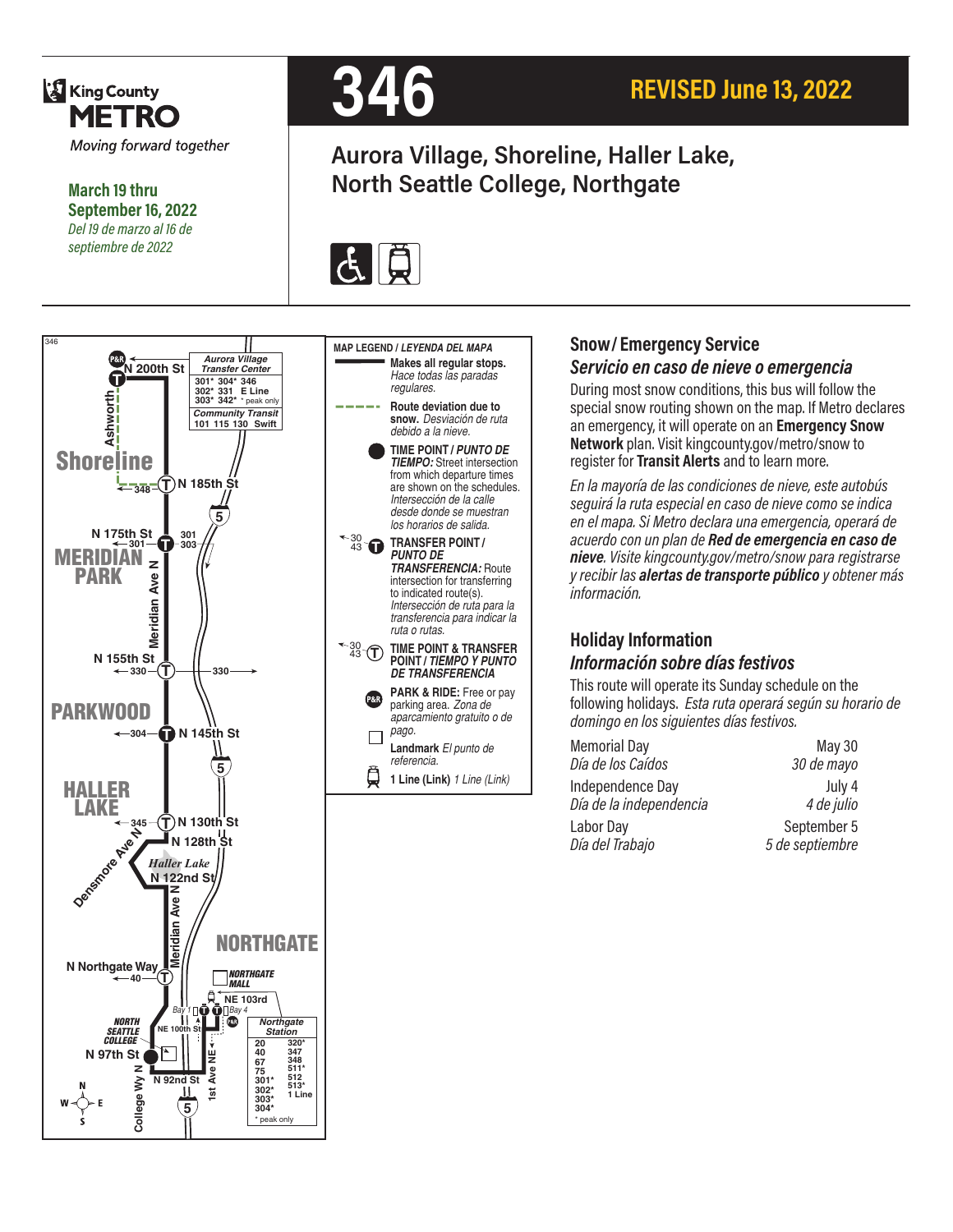King County METRO

*Moving forward together*

**March 19 thru September 16, 2022**
*Del 19 de marzo al 16 de septiembre de 2022*

# 346

**REVISED June 13, 2022**

## Aurora Village, Shoreline, Haller Lake, North Seattle College, Northgate

**MAP LEGEND / *LEYENDA DEL MAPA***

- **Makes all regular stops.** *Hace todas las paradas regulares.*
- **Route deviation due to snow.** *Desviación de ruta debido a la nieve.*
- **TIME POINT / *PUNTO DE TIEMPO:*** Street intersection from which departure times are shown on the schedules. *Intersección de la calle desde donde se muestran los horarios de salida.*
- **TRANSFER POINT / *PUNTO DE TRANSFERENCIA:*** Route intersection for transferring to indicated route(s). *Intersección de ruta para la transferencia para indicar la ruta o rutas.*
- **TIME POINT & TRANSFER POINT / *TIEMPO Y PUNTO DE TRANSFERENCIA***
- **PARK & RIDE:** Free or pay parking area. *Zona de aparcamiento gratuito o de pago.*
- **Landmark** *El punto de referencia.*
- **1 Line (Link)** *1 Line (Link)*

Aurora Village Transfer Center: 301* 304* 346, 302* 331 E Line, 303* 342* (* peak only); Community Transit: 101 115 130 Swift

Northgate Station: 20, 40, 67, 75, 301*, 302*, 303*, 304*, 320*, 347, 348, 511*, 512, 513*, 1 Line (* peak only)

## Snow / Emergency Service
## *Servicio en caso de nieve o emergencia*

During most snow conditions, this bus will follow the special snow routing shown on the map. If Metro declares an emergency, it will operate on an **Emergency Snow Network** plan. Visit kingcounty.gov/metro/snow to register for **Transit Alerts** and to learn more.

*En la mayoría de las condiciones de nieve, este autobús seguirá la ruta especial en caso de nieve como se indica en el mapa. Si Metro declara una emergencia, operará de acuerdo con un plan de **Red de emergencia en caso de nieve**. Visite kingcounty.gov/metro/snow para registrarse y recibir las **alertas de transporte público** y obtener más información.*

## Holiday Information
## *Información sobre días festivos*

This route will operate its Sunday schedule on the following holidays. *Esta ruta operará según su horario de domingo en los siguientes días festivos.*

| Holiday | Date |
|---|---|
| Memorial Day / *Día de los Caídos* | May 30 / *30 de mayo* |
| Independence Day / *Día de la independencia* | July 4 / *4 de julio* |
| Labor Day / *Día del Trabajo* | September 5 / *5 de septiembre* |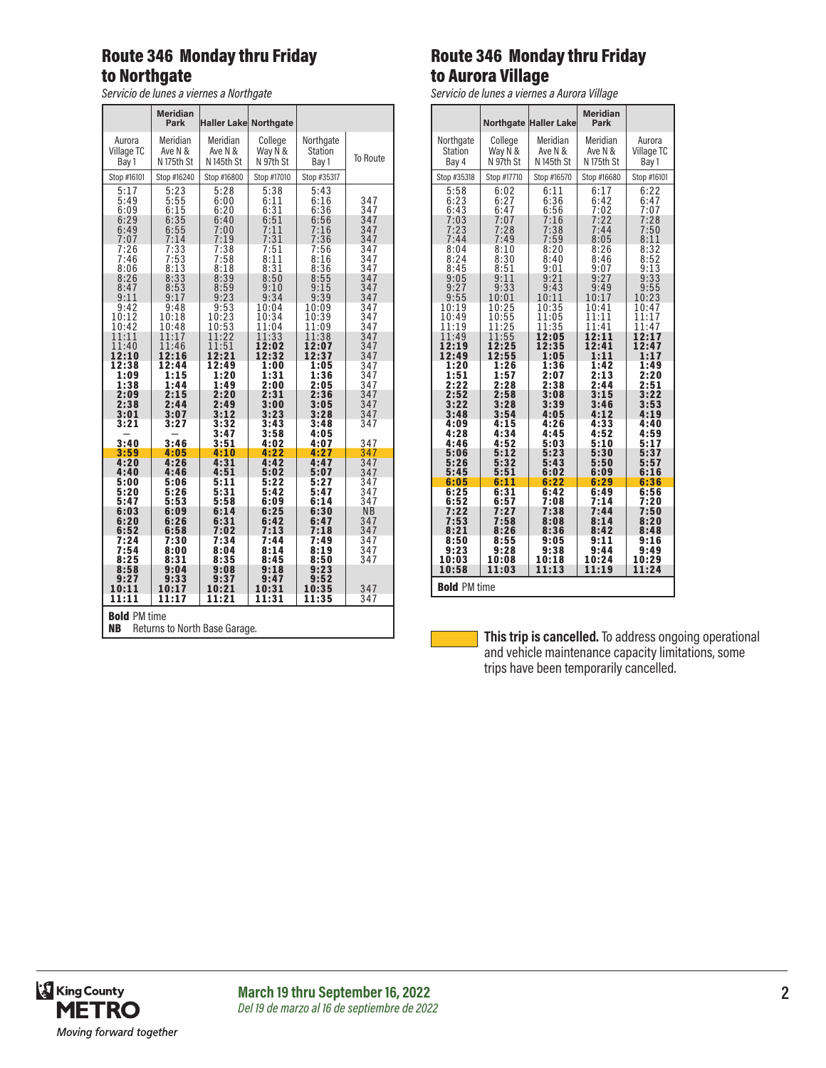## Route 346 Monday thru Friday to Northgate

*Servicio de lunes a viernes a Northgate*

| | Meridian Park | Haller Lake | Northgate | | |
|---|---|---|---|---|---|
| Aurora Village TC Bay 1 | Meridian Ave N & N 175th St | Meridian Ave N & N 145th St | College Way N & N 97th St | Northgate Station Bay 1 | To Route |
| Stop #16101 | Stop #16240 | Stop #16800 | Stop #17010 | Stop #35317 | |
| 5:17 | 5:23 | 5:28 | 5:38 | 5:43 | |
| 5:49 | 5:55 | 6:00 | 6:11 | 6:16 | 347 |
| 6:09 | 6:15 | 6:20 | 6:31 | 6:36 | 347 |
| 6:29 | 6:35 | 6:40 | 6:51 | 6:56 | 347 |
| 6:49 | 6:55 | 7:00 | 7:11 | 7:16 | 347 |
| 7:07 | 7:14 | 7:19 | 7:31 | 7:36 | 347 |
| 7:26 | 7:33 | 7:38 | 7:51 | 7:56 | 347 |
| 7:46 | 7:53 | 7:58 | 8:11 | 8:16 | 347 |
| 8:06 | 8:13 | 8:18 | 8:31 | 8:36 | 347 |
| 8:26 | 8:33 | 8:39 | 8:50 | 8:55 | 347 |
| 8:47 | 8:53 | 8:59 | 9:10 | 9:15 | 347 |
| 9:11 | 9:17 | 9:23 | 9:34 | 9:39 | 347 |
| 9:42 | 9:48 | 9:53 | 10:04 | 10:09 | 347 |
| 10:12 | 10:18 | 10:23 | 10:34 | 10:39 | 347 |
| 10:42 | 10:48 | 10:53 | 11:04 | 11:09 | 347 |
| 11:11 | 11:17 | 11:22 | 11:33 | 11:38 | 347 |
| 11:40 | 11:46 | 11:51 | **12:02** | **12:07** | 347 |
| **12:10** | **12:16** | **12:21** | **12:32** | **12:37** | 347 |
| **12:38** | **12:44** | **12:49** | **1:00** | **1:05** | 347 |
| **1:09** | **1:15** | **1:20** | **1:31** | **1:36** | 347 |
| **1:38** | **1:44** | **1:49** | **2:00** | **2:05** | 347 |
| **2:09** | **2:15** | **2:20** | **2:31** | **2:36** | 347 |
| **2:38** | **2:44** | **2:49** | **3:00** | **3:05** | 347 |
| **3:01** | **3:07** | **3:12** | **3:23** | **3:28** | 347 |
| **3:21** | **3:27** | **3:32** | **3:43** | **3:48** | 347 |
| — | — | **3:47** | **3:58** | **4:05** | |
| **3:40** | **3:46** | **3:51** | **4:02** | **4:07** | 347 |
| **3:59** | **4:05** | **4:10** | **4:22** | **4:27** | 347 |
| **4:20** | **4:26** | **4:31** | **4:42** | **4:47** | 347 |
| **4:40** | **4:46** | **4:51** | **5:02** | **5:07** | 347 |
| **5:00** | **5:06** | **5:11** | **5:22** | **5:27** | 347 |
| **5:20** | **5:26** | **5:31** | **5:42** | **5:47** | 347 |
| **5:47** | **5:53** | **5:58** | **6:09** | **6:14** | 347 |
| **6:03** | **6:09** | **6:14** | **6:25** | **6:30** | NB |
| **6:20** | **6:26** | **6:31** | **6:42** | **6:47** | 347 |
| **6:52** | **6:58** | **7:02** | **7:13** | **7:18** | 347 |
| **7:24** | **7:30** | **7:34** | **7:44** | **7:49** | 347 |
| **7:54** | **8:00** | **8:04** | **8:14** | **8:19** | 347 |
| **8:25** | **8:31** | **8:35** | **8:45** | **8:50** | 347 |
| **8:58** | **9:04** | **9:08** | **9:18** | **9:23** | |
| **9:27** | **9:33** | **9:37** | **9:47** | **9:52** | |
| **10:11** | **10:17** | **10:21** | **10:31** | **10:35** | 347 |
| **11:11** | **11:17** | **11:21** | **11:31** | **11:35** | 347 |

**Bold** PM time
**NB** Returns to North Base Garage.

## Route 346 Monday thru Friday to Aurora Village

*Servicio de lunes a viernes a Aurora Village*

| | Northgate | Haller Lake | Meridian Park | |
|---|---|---|---|---|
| Northgate Station Bay 4 | College Way N & N 97th St | Meridian Ave N & N 145th St | Meridian Ave N & N 175th St | Aurora Village TC Bay 1 |
| Stop #35318 | Stop #17710 | Stop #16570 | Stop #16680 | Stop #16101 |
| 5:58 | 6:02 | 6:11 | 6:17 | 6:22 |
| 6:23 | 6:27 | 6:36 | 6:42 | 6:47 |
| 6:43 | 6:47 | 6:56 | 7:02 | 7:07 |
| 7:03 | 7:07 | 7:16 | 7:22 | 7:28 |
| 7:23 | 7:28 | 7:38 | 7:44 | 7:50 |
| 7:44 | 7:49 | 7:59 | 8:05 | 8:11 |
| 8:04 | 8:10 | 8:20 | 8:26 | 8:32 |
| 8:24 | 8:30 | 8:40 | 8:46 | 8:52 |
| 8:45 | 8:51 | 9:01 | 9:07 | 9:13 |
| 9:05 | 9:11 | 9:21 | 9:27 | 9:33 |
| 9:27 | 9:33 | 9:43 | 9:49 | 9:55 |
| 9:55 | 10:01 | 10:11 | 10:17 | 10:23 |
| 10:19 | 10:25 | 10:35 | 10:41 | 10:47 |
| 10:49 | 10:55 | 11:05 | 11:11 | 11:17 |
| 11:19 | 11:25 | 11:35 | 11:41 | 11:47 |
| 11:49 | 11:55 | **12:05** | **12:11** | **12:17** |
| **12:19** | **12:25** | **12:35** | **12:41** | **12:47** |
| **12:49** | **12:55** | **1:05** | **1:11** | **1:17** |
| **1:20** | **1:26** | **1:36** | **1:42** | **1:49** |
| **1:51** | **1:57** | **2:07** | **2:13** | **2:20** |
| **2:22** | **2:28** | **2:38** | **2:44** | **2:51** |
| **2:52** | **2:58** | **3:08** | **3:15** | **3:22** |
| **3:22** | **3:28** | **3:39** | **3:46** | **3:53** |
| **3:48** | **3:54** | **4:05** | **4:12** | **4:19** |
| **4:09** | **4:15** | **4:26** | **4:33** | **4:40** |
| **4:28** | **4:34** | **4:45** | **4:52** | **4:59** |
| **4:46** | **4:52** | **5:03** | **5:10** | **5:17** |
| **5:06** | **5:12** | **5:23** | **5:30** | **5:37** |
| **5:26** | **5:32** | **5:43** | **5:50** | **5:57** |
| **5:45** | **5:51** | **6:02** | **6:09** | **6:16** |
| **6:05** | **6:11** | **6:22** | **6:29** | **6:36** |
| **6:25** | **6:31** | **6:42** | **6:49** | **6:56** |
| **6:52** | **6:57** | **7:08** | **7:14** | **7:20** |
| **7:22** | **7:27** | **7:38** | **7:44** | **7:50** |
| **7:53** | **7:58** | **8:08** | **8:14** | **8:20** |
| **8:21** | **8:26** | **8:36** | **8:42** | **8:48** |
| **8:50** | **8:55** | **9:05** | **9:11** | **9:16** |
| **9:23** | **9:28** | **9:38** | **9:44** | **9:49** |
| **10:03** | **10:08** | **10:18** | **10:24** | **10:29** |
| **10:58** | **11:03** | **11:13** | **11:19** | **11:24** |

**Bold** PM time

**This trip is cancelled.** To address ongoing operational and vehicle maintenance capacity limitations, some trips have been temporarily cancelled.

**March 19 thru September 16, 2022**
*Del 19 de marzo al 16 de septiembre de 2022*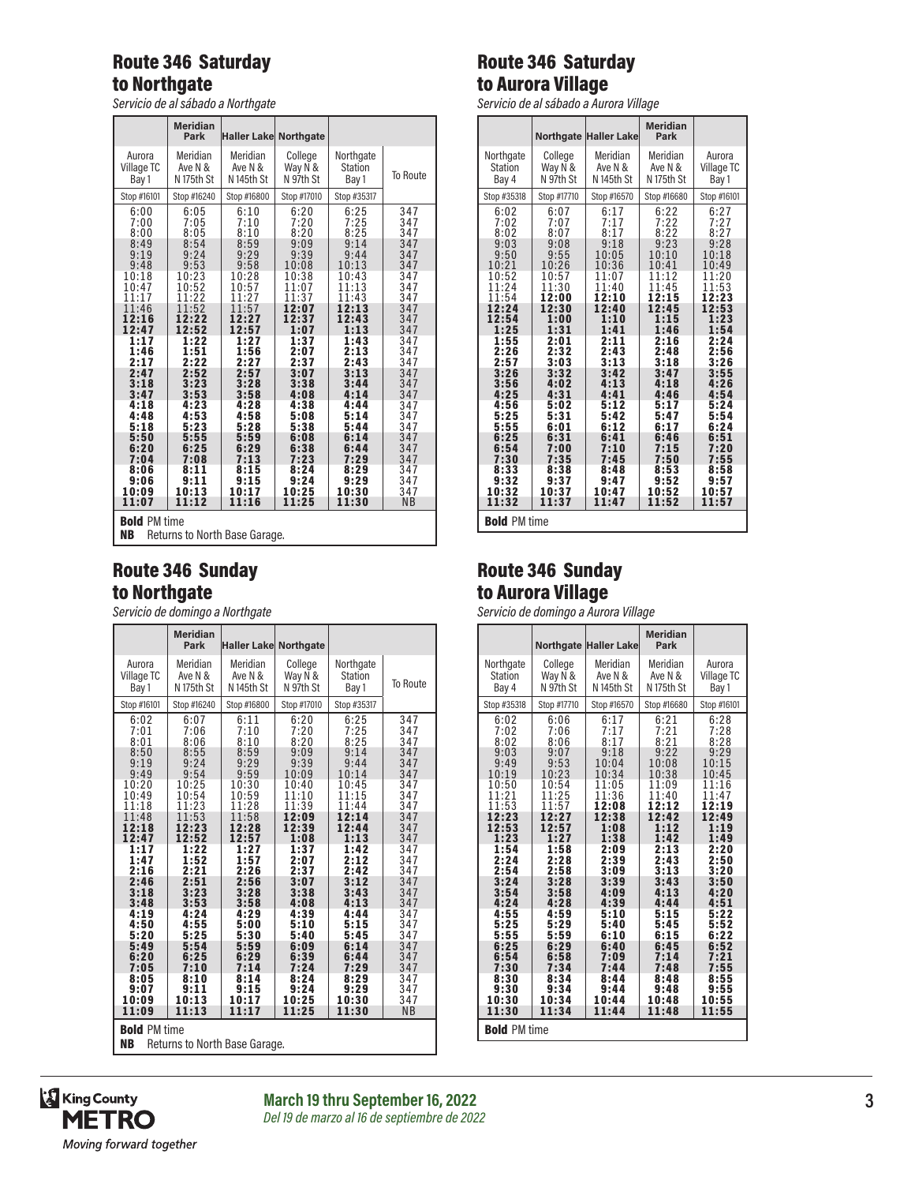## Route 346 Saturday to Northgate

*Servicio de al sábado a Northgate*

| | Meridian Park | Haller Lake | Northgate | | |
|---|---|---|---|---|---|
| Aurora Village TC Bay 1 | Meridian Ave N & N 175th St | Meridian Ave N & N 145th St | College Way N & N 97th St | Northgate Station Bay 1 | To Route |
| Stop #16101 | Stop #16240 | Stop #16800 | Stop #17010 | Stop #35317 | |
| 6:00 | 6:05 | 6:10 | 6:20 | 6:25 | 347 |
| 7:00 | 7:05 | 7:10 | 7:20 | 7:25 | 347 |
| 8:00 | 8:05 | 8:10 | 8:20 | 8:25 | 347 |
| 8:49 | 8:54 | 8:59 | 9:09 | 9:14 | 347 |
| 9:19 | 9:24 | 9:29 | 9:39 | 9:44 | 347 |
| 9:48 | 9:53 | 9:58 | 10:08 | 10:13 | 347 |
| 10:18 | 10:23 | 10:28 | 10:38 | 10:43 | 347 |
| 10:47 | 10:52 | 10:57 | 11:07 | 11:13 | 347 |
| 11:17 | 11:22 | 11:27 | 11:37 | 11:43 | 347 |
| 11:46 | 11:52 | 11:57 | **12:07** | **12:13** | 347 |
| **12:16** | **12:22** | **12:27** | **12:37** | **12:43** | 347 |
| **12:47** | **12:52** | **12:57** | **1:07** | **1:13** | 347 |
| **1:17** | **1:22** | **1:27** | **1:37** | **1:43** | 347 |
| **1:46** | **1:51** | **1:56** | **2:07** | **2:13** | 347 |
| **2:17** | **2:22** | **2:27** | **2:37** | **2:43** | 347 |
| **2:47** | **2:52** | **2:57** | **3:07** | **3:13** | 347 |
| **3:18** | **3:23** | **3:28** | **3:38** | **3:44** | 347 |
| **3:47** | **3:53** | **3:58** | **4:08** | **4:14** | 347 |
| **4:18** | **4:23** | **4:28** | **4:38** | **4:44** | 347 |
| **4:48** | **4:53** | **4:58** | **5:08** | **5:14** | 347 |
| **5:18** | **5:23** | **5:28** | **5:38** | **5:44** | 347 |
| **5:50** | **5:55** | **5:59** | **6:08** | **6:14** | 347 |
| **6:20** | **6:25** | **6:29** | **6:38** | **6:44** | 347 |
| **7:04** | **7:08** | **7:13** | **7:23** | **7:29** | 347 |
| **8:06** | **8:11** | **8:15** | **8:24** | **8:29** | 347 |
| **9:06** | **9:11** | **9:15** | **9:24** | **9:29** | 347 |
| **10:09** | **10:13** | **10:17** | **10:25** | **10:30** | 347 |
| **11:07** | **11:12** | **11:16** | **11:25** | **11:30** | NB |

**Bold** PM time
**NB** Returns to North Base Garage.

## Route 346 Saturday to Aurora Village

*Servicio de al sábado a Aurora Village*

| | Northgate | Haller Lake | Meridian Park | |
|---|---|---|---|---|
| Northgate Station Bay 4 | College Way N & N 97th St | Meridian Ave N & N 145th St | Meridian Ave N & N 175th St | Aurora Village TC Bay 1 |
| Stop #35318 | Stop #17710 | Stop #16570 | Stop #16680 | Stop #16101 |
| 6:02 | 6:07 | 6:17 | 6:22 | 6:27 |
| 7:02 | 7:07 | 7:17 | 7:22 | 7:27 |
| 8:02 | 8:07 | 8:17 | 8:22 | 8:27 |
| 9:03 | 9:08 | 9:18 | 9:23 | 9:28 |
| 9:50 | 9:55 | 10:05 | 10:10 | 10:18 |
| 10:21 | 10:26 | 10:36 | 10:41 | 10:49 |
| 10:52 | 10:57 | 11:07 | 11:12 | 11:20 |
| 11:24 | 11:30 | 11:40 | 11:45 | 11:53 |
| 11:54 | **12:00** | **12:10** | **12:15** | **12:23** |
| **12:24** | **12:30** | **12:40** | **12:45** | **12:53** |
| **12:54** | **1:00** | **1:10** | **1:15** | **1:23** |
| **1:25** | **1:31** | **1:41** | **1:46** | **1:54** |
| **1:55** | **2:01** | **2:11** | **2:16** | **2:24** |
| **2:26** | **2:32** | **2:43** | **2:48** | **2:56** |
| **2:57** | **3:03** | **3:13** | **3:18** | **3:26** |
| **3:26** | **3:32** | **3:42** | **3:47** | **3:55** |
| **3:56** | **4:02** | **4:13** | **4:18** | **4:26** |
| **4:25** | **4:31** | **4:41** | **4:46** | **4:54** |
| **4:56** | **5:02** | **5:12** | **5:17** | **5:24** |
| **5:25** | **5:31** | **5:42** | **5:47** | **5:54** |
| **5:55** | **6:01** | **6:12** | **6:17** | **6:24** |
| **6:25** | **6:31** | **6:41** | **6:46** | **6:51** |
| **6:54** | **7:00** | **7:10** | **7:15** | **7:20** |
| **7:30** | **7:35** | **7:45** | **7:50** | **7:55** |
| **8:33** | **8:38** | **8:48** | **8:53** | **8:58** |
| **9:32** | **9:37** | **9:47** | **9:52** | **9:57** |
| **10:32** | **10:37** | **10:47** | **10:52** | **10:57** |
| **11:32** | **11:37** | **11:47** | **11:52** | **11:57** |

**Bold** PM time

## Route 346 Sunday to Northgate

*Servicio de domingo a Northgate*

| | Meridian Park | Haller Lake | Northgate | | |
|---|---|---|---|---|---|
| Aurora Village TC Bay 1 | Meridian Ave N & N 175th St | Meridian Ave N & N 145th St | College Way N & N 97th St | Northgate Station Bay 1 | To Route |
| Stop #16101 | Stop #16240 | Stop #16800 | Stop #17010 | Stop #35317 | |
| 6:02 | 6:07 | 6:11 | 6:20 | 6:25 | 347 |
| 7:01 | 7:06 | 7:10 | 7:20 | 7:25 | 347 |
| 8:01 | 8:06 | 8:10 | 8:20 | 8:25 | 347 |
| 8:50 | 8:55 | 8:59 | 9:09 | 9:14 | 347 |
| 9:19 | 9:24 | 9:29 | 9:39 | 9:44 | 347 |
| 9:49 | 9:54 | 9:59 | 10:09 | 10:14 | 347 |
| 10:20 | 10:25 | 10:30 | 10:40 | 10:45 | 347 |
| 10:49 | 10:54 | 10:59 | 11:10 | 11:15 | 347 |
| 11:18 | 11:23 | 11:28 | 11:39 | 11:44 | 347 |
| 11:48 | 11:53 | 11:58 | **12:09** | **12:14** | 347 |
| **12:18** | **12:23** | **12:28** | **12:39** | **12:44** | 347 |
| **12:47** | **12:52** | **12:57** | **1:08** | **1:13** | 347 |
| **1:17** | **1:22** | **1:27** | **1:37** | **1:42** | 347 |
| **1:47** | **1:52** | **1:57** | **2:07** | **2:12** | 347 |
| **2:16** | **2:21** | **2:26** | **2:37** | **2:42** | 347 |
| **2:46** | **2:51** | **2:56** | **3:07** | **3:12** | 347 |
| **3:18** | **3:23** | **3:28** | **3:38** | **3:43** | 347 |
| **3:48** | **3:53** | **3:58** | **4:08** | **4:13** | 347 |
| **4:19** | **4:24** | **4:29** | **4:39** | **4:44** | 347 |
| **4:50** | **4:55** | **5:00** | **5:10** | **5:15** | 347 |
| **5:20** | **5:25** | **5:30** | **5:40** | **5:45** | 347 |
| **5:49** | **5:54** | **5:59** | **6:09** | **6:14** | 347 |
| **6:20** | **6:25** | **6:29** | **6:39** | **6:44** | 347 |
| **7:05** | **7:10** | **7:14** | **7:24** | **7:29** | 347 |
| **8:05** | **8:10** | **8:14** | **8:24** | **8:29** | 347 |
| **9:07** | **9:11** | **9:15** | **9:24** | **9:29** | 347 |
| **10:09** | **10:13** | **10:17** | **10:25** | **10:30** | 347 |
| **11:09** | **11:13** | **11:17** | **11:25** | **11:30** | NB |

**Bold** PM time
**NB** Returns to North Base Garage.

## Route 346 Sunday to Aurora Village

*Servicio de domingo a Aurora Village*

| | Northgate | Haller Lake | Meridian Park | |
|---|---|---|---|---|
| Northgate Station Bay 4 | College Way N & N 97th St | Meridian Ave N & N 145th St | Meridian Ave N & N 175th St | Aurora Village TC Bay 1 |
| Stop #35318 | Stop #17710 | Stop #16570 | Stop #16680 | Stop #16101 |
| 6:02 | 6:06 | 6:17 | 6:21 | 6:28 |
| 7:02 | 7:06 | 7:17 | 7:21 | 7:28 |
| 8:02 | 8:06 | 8:17 | 8:21 | 8:28 |
| 9:03 | 9:07 | 9:18 | 9:22 | 9:29 |
| 9:49 | 9:53 | 10:04 | 10:08 | 10:15 |
| 10:19 | 10:23 | 10:34 | 10:38 | 10:45 |
| 10:50 | 10:54 | 11:05 | 11:09 | 11:16 |
| 11:21 | 11:25 | 11:36 | 11:40 | 11:47 |
| 11:53 | 11:57 | **12:08** | **12:12** | **12:19** |
| **12:23** | **12:27** | **12:38** | **12:42** | **12:49** |
| **12:53** | **12:57** | **1:08** | **1:12** | **1:19** |
| **1:23** | **1:27** | **1:38** | **1:42** | **1:49** |
| **1:54** | **1:58** | **2:09** | **2:13** | **2:20** |
| **2:24** | **2:28** | **2:39** | **2:43** | **2:50** |
| **2:54** | **2:58** | **3:09** | **3:13** | **3:20** |
| **3:24** | **3:28** | **3:39** | **3:43** | **3:50** |
| **3:54** | **3:58** | **4:09** | **4:13** | **4:20** |
| **4:24** | **4:28** | **4:39** | **4:44** | **4:51** |
| **4:55** | **4:59** | **5:10** | **5:15** | **5:22** |
| **5:25** | **5:29** | **5:40** | **5:45** | **5:52** |
| **5:55** | **5:59** | **6:10** | **6:15** | **6:22** |
| **6:25** | **6:29** | **6:40** | **6:45** | **6:52** |
| **6:54** | **6:58** | **7:09** | **7:14** | **7:21** |
| **7:30** | **7:34** | **7:44** | **7:48** | **7:55** |
| **8:30** | **8:34** | **8:44** | **8:48** | **8:55** |
| **9:30** | **9:34** | **9:44** | **9:48** | **9:55** |
| **10:30** | **10:34** | **10:44** | **10:48** | **10:55** |
| **11:30** | **11:34** | **11:44** | **11:48** | **11:55** |

**Bold** PM time

King County METRO
*Moving forward together*

**March 19 thru September 16, 2022**
*Del 19 de marzo al 16 de septiembre de 2022*